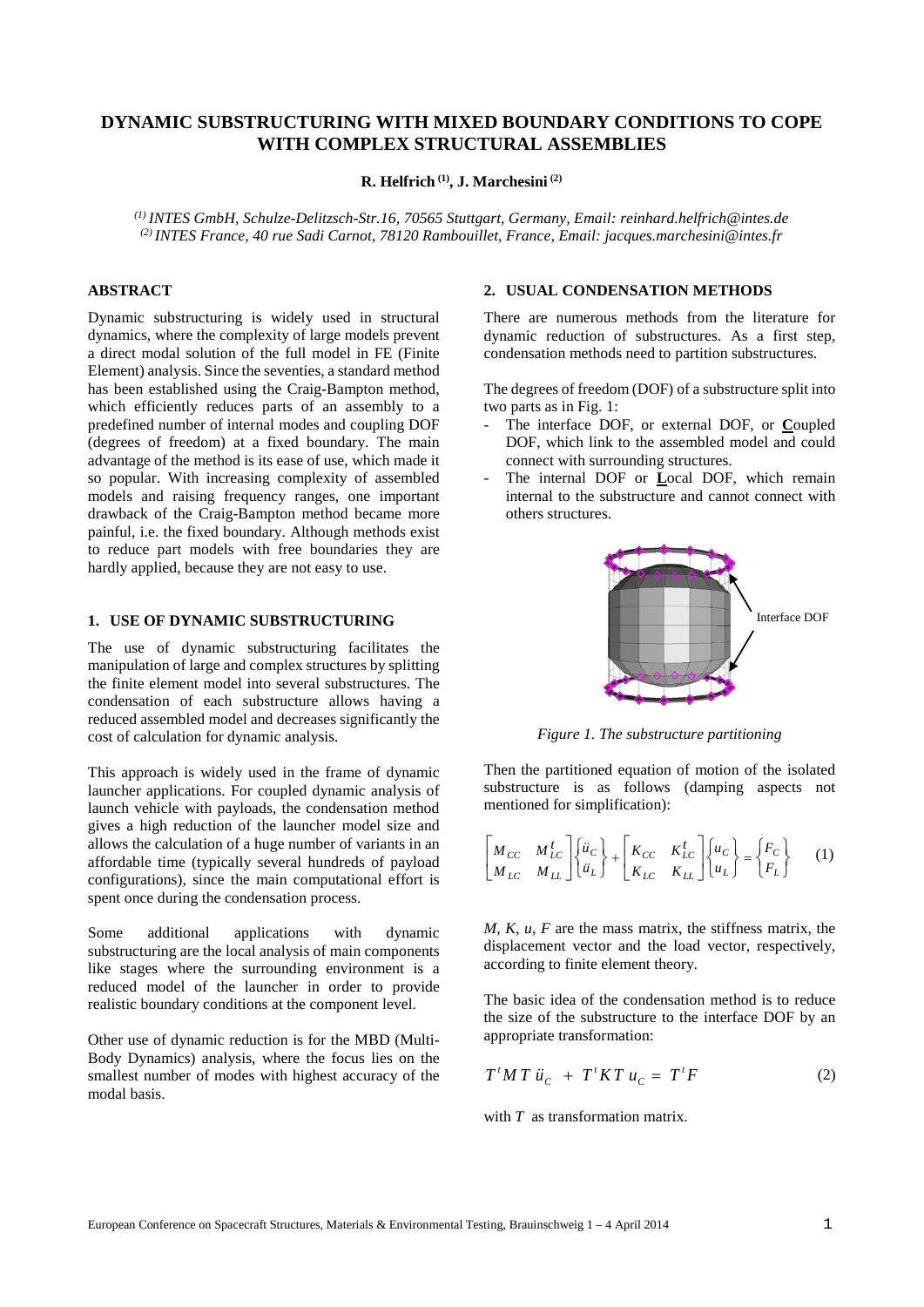# DYNAMIC SUBSTRUCTURING WITH MIXED BOUNDARY CONDITIONS TO COPE WITH COMPLEX STRUCTURAL ASSEMBLIES

**R. Helfrich [(1)], J. Marchesini [(2)]**

*[(1)] INTES GmbH, Schulze-Delitzsch-Str.16, 70565 Stuttgart, Germany, Email: reinhard.helfrich@intes.de*
*[(2)] INTES France, 40 rue Sadi Carnot, 78120 Rambouillet, France, Email: jacques.marchesini@intes.fr*

## ABSTRACT

Dynamic substructuring is widely used in structural dynamics, where the complexity of large models prevent a direct modal solution of the full model in FE (Finite Element) analysis. Since the seventies, a standard method has been established using the Craig-Bampton method, which efficiently reduces parts of an assembly to a predefined number of internal modes and coupling DOF (degrees of freedom) at a fixed boundary. The main advantage of the method is its ease of use, which made it so popular. With increasing complexity of assembled models and raising frequency ranges, one important drawback of the Craig-Bampton method became more painful, i.e. the fixed boundary. Although methods exist to reduce part models with free boundaries they are hardly applied, because they are not easy to use.

## 1. USE OF DYNAMIC SUBSTRUCTURING

The use of dynamic substructuring facilitates the manipulation of large and complex structures by splitting the finite element model into several substructures. The condensation of each substructure allows having a reduced assembled model and decreases significantly the cost of calculation for dynamic analysis.

This approach is widely used in the frame of dynamic launcher applications. For coupled dynamic analysis of launch vehicle with payloads, the condensation method gives a high reduction of the launcher model size and allows the calculation of a huge number of variants in an affordable time (typically several hundreds of payload configurations), since the main computational effort is spent once during the condensation process.

Some additional applications with dynamic substructuring are the local analysis of main components like stages where the surrounding environment is a reduced model of the launcher in order to provide realistic boundary conditions at the component level.

Other use of dynamic reduction is for the MBD (Multi-Body Dynamics) analysis, where the focus lies on the smallest number of modes with highest accuracy of the modal basis.

## 2. USUAL CONDENSATION METHODS

There are numerous methods from the literature for dynamic reduction of substructures. As a first step, condensation methods need to partition substructures.

The degrees of freedom (DOF) of a substructure split into two parts as in Fig. 1:

- The interface DOF, or external DOF, or **C**oupled DOF, which link to the assembled model and could connect with surrounding structures.
- The internal DOF or **L**ocal DOF, which remain internal to the substructure and cannot connect with others structures.

Interface DOF

*Figure 1. The substructure partitioning*

Then the partitioned equation of motion of the isolated substructure is as follows (damping aspects not mentioned for simplification):

$$\begin{bmatrix} M_{CC} & M_{LC}^{t} \\ M_{LC} & M_{LL} \end{bmatrix} \begin{Bmatrix} \ddot{u}_C \\ \ddot{u}_L \end{Bmatrix} + \begin{bmatrix} K_{CC} & K_{LC}^{t} \\ K_{LC} & K_{LL} \end{bmatrix} \begin{Bmatrix} u_C \\ u_L \end{Bmatrix} = \begin{Bmatrix} F_C \\ F_L \end{Bmatrix} \qquad (1)$$

$M$, $K$, $u$, $F$ are the mass matrix, the stiffness matrix, the displacement vector and the load vector, respectively, according to finite element theory.

The basic idea of the condensation method is to reduce the size of the substructure to the interface DOF by an appropriate transformation:

$$T^t M T \ddot{u}_C + T^t K T u_C = T^t F \qquad (2)$$

with $T$ as transformation matrix.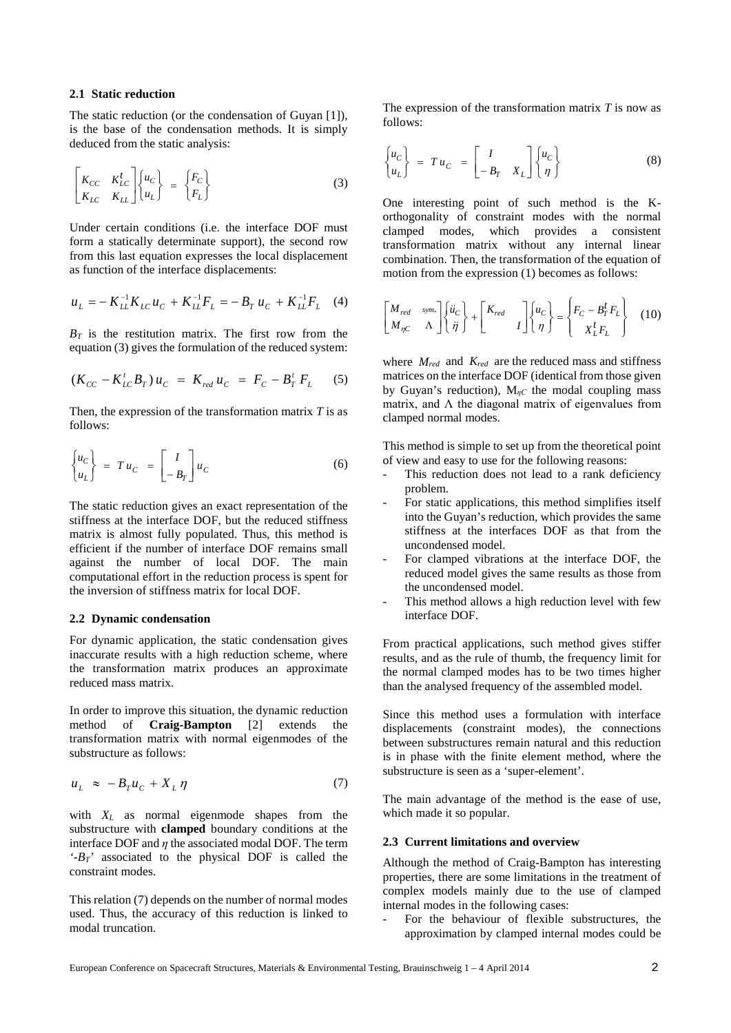### 2.1 Static reduction

The static reduction (or the condensation of Guyan [1]), is the base of the condensation methods. It is simply deduced from the static analysis:

$$\begin{bmatrix} K_{CC} & K_{LC}^t \\ K_{LC} & K_{LL} \end{bmatrix} \begin{Bmatrix} u_C \\ u_L \end{Bmatrix} = \begin{Bmatrix} F_C \\ F_L \end{Bmatrix} \quad (3)$$

Under certain conditions (i.e. the interface DOF must form a statically determinate support), the second row from this last equation expresses the local displacement as function of the interface displacements:

$$u_L = -K_{LL}^{-1} K_{LC}\, u_C + K_{LL}^{-1} F_L = -B_T\, u_C + K_{LL}^{-1} F_L \quad (4)$$

$B_T$ is the restitution matrix. The first row from the equation (3) gives the formulation of the reduced system:

$$(K_{CC} - K_{LC}^t B_T)\, u_C = K_{red}\, u_C = F_C - B_T^t F_L \quad (5)$$

Then, the expression of the transformation matrix $T$ is as follows:

$$\begin{Bmatrix} u_C \\ u_L \end{Bmatrix} = T\, u_C = \begin{bmatrix} I \\ -B_T \end{bmatrix} u_C \quad (6)$$

The static reduction gives an exact representation of the stiffness at the interface DOF, but the reduced stiffness matrix is almost fully populated. Thus, this method is efficient if the number of interface DOF remains small against the number of local DOF. The main computational effort in the reduction process is spent for the inversion of stiffness matrix for local DOF.

### 2.2 Dynamic condensation

For dynamic application, the static condensation gives inaccurate results with a high reduction scheme, where the transformation matrix produces an approximate reduced mass matrix.

In order to improve this situation, the dynamic reduction method of **Craig-Bampton** [2] extends the transformation matrix with normal eigenmodes of the substructure as follows:

$$u_L \approx -B_T u_C + X_L\, \eta \quad (7)$$

with $X_L$ as normal eigenmode shapes from the substructure with **clamped** boundary conditions at the interface DOF and $\eta$ the associated modal DOF. The term '$-B_T$' associated to the physical DOF is called the constraint modes.

This relation (7) depends on the number of normal modes used. Thus, the accuracy of this reduction is linked to modal truncation.

The expression of the transformation matrix $T$ is now as follows:

$$\begin{Bmatrix} u_C \\ u_L \end{Bmatrix} = T\, u_C = \begin{bmatrix} I & \\ -B_T & X_L \end{bmatrix} \begin{Bmatrix} u_C \\ \eta \end{Bmatrix} \quad (8)$$

One interesting point of such method is the K-orthogonality of constraint modes with the normal clamped modes, which provides a consistent transformation matrix without any internal linear combination. Then, the transformation of the equation of motion from the expression (1) becomes as follows:

$$\begin{bmatrix} M_{red} & sym. \\ M_{\eta C} & \Lambda \end{bmatrix} \begin{Bmatrix} \ddot{u}_C \\ \ddot{\eta} \end{Bmatrix} + \begin{bmatrix} K_{red} & \\ & I \end{bmatrix} \begin{Bmatrix} u_C \\ \eta \end{Bmatrix} = \begin{Bmatrix} F_C - B_T^t F_L \\ X_L^t F_L \end{Bmatrix} \quad (10)$$

where $M_{red}$ and $K_{red}$ are the reduced mass and stiffness matrices on the interface DOF (identical from those given by Guyan's reduction), $M_{\eta C}$ the modal coupling mass matrix, and $\Lambda$ the diagonal matrix of eigenvalues from clamped normal modes.

This method is simple to set up from the theoretical point of view and easy to use for the following reasons:

- This reduction does not lead to a rank deficiency problem.
- For static applications, this method simplifies itself into the Guyan's reduction, which provides the same stiffness at the interfaces DOF as that from the uncondensed model.
- For clamped vibrations at the interface DOF, the reduced model gives the same results as those from the uncondensed model.
- This method allows a high reduction level with few interface DOF.

From practical applications, such method gives stiffer results, and as the rule of thumb, the frequency limit for the normal clamped modes has to be two times higher than the analysed frequency of the assembled model.

Since this method uses a formulation with interface displacements (constraint modes), the connections between substructures remain natural and this reduction is in phase with the finite element method, where the substructure is seen as a 'super-element'.

The main advantage of the method is the ease of use, which made it so popular.

### 2.3 Current limitations and overview

Although the method of Craig-Bampton has interesting properties, there are some limitations in the treatment of complex models mainly due to the use of clamped internal modes in the following cases:

- For the behaviour of flexible substructures, the approximation by clamped internal modes could be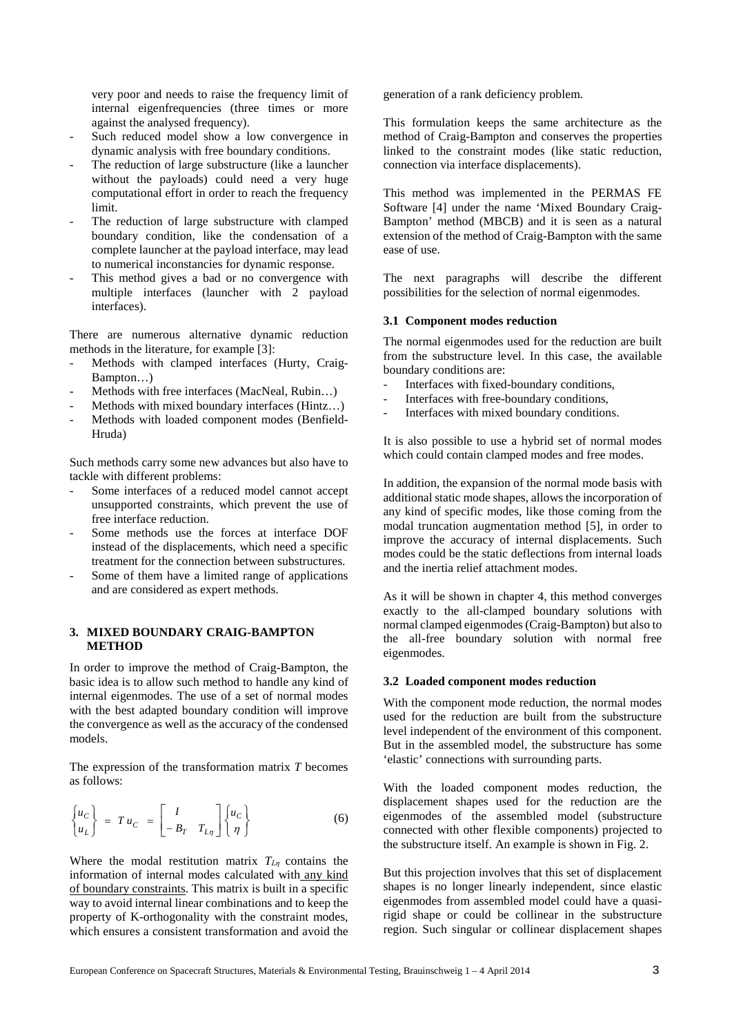very poor and needs to raise the frequency limit of internal eigenfrequencies (three times or more against the analysed frequency).

- Such reduced model show a low convergence in dynamic analysis with free boundary conditions.
- The reduction of large substructure (like a launcher without the payloads) could need a very huge computational effort in order to reach the frequency limit.
- The reduction of large substructure with clamped boundary condition, like the condensation of a complete launcher at the payload interface, may lead to numerical inconstancies for dynamic response.
- This method gives a bad or no convergence with multiple interfaces (launcher with 2 payload interfaces).

There are numerous alternative dynamic reduction methods in the literature, for example [3]:

- Methods with clamped interfaces (Hurty, Craig-Bampton…)
- Methods with free interfaces (MacNeal, Rubin…)
- Methods with mixed boundary interfaces (Hintz…)
- Methods with loaded component modes (Benfield-Hruda)

Such methods carry some new advances but also have to tackle with different problems:

- Some interfaces of a reduced model cannot accept unsupported constraints, which prevent the use of free interface reduction.
- Some methods use the forces at interface DOF instead of the displacements, which need a specific treatment for the connection between substructures.
- Some of them have a limited range of applications and are considered as expert methods.

## 3. MIXED BOUNDARY CRAIG-BAMPTON METHOD

In order to improve the method of Craig-Bampton, the basic idea is to allow such method to handle any kind of internal eigenmodes. The use of a set of normal modes with the best adapted boundary condition will improve the convergence as well as the accuracy of the condensed models.

The expression of the transformation matrix $T$ becomes as follows:

$$\begin{Bmatrix} u_C \\ u_L \end{Bmatrix} = T\, u_C = \begin{bmatrix} I & \\ -B_T & T_{L\eta} \end{bmatrix} \begin{Bmatrix} u_C \\ \eta \end{Bmatrix} \tag{6}$$

Where the modal restitution matrix $T_{L\eta}$ contains the information of internal modes calculated with any kind of boundary constraints. This matrix is built in a specific way to avoid internal linear combinations and to keep the property of K-orthogonality with the constraint modes, which ensures a consistent transformation and avoid the generation of a rank deficiency problem.

This formulation keeps the same architecture as the method of Craig-Bampton and conserves the properties linked to the constraint modes (like static reduction, connection via interface displacements).

This method was implemented in the PERMAS FE Software [4] under the name 'Mixed Boundary Craig-Bampton' method (MBCB) and it is seen as a natural extension of the method of Craig-Bampton with the same ease of use.

The next paragraphs will describe the different possibilities for the selection of normal eigenmodes.

### 3.1 Component modes reduction

The normal eigenmodes used for the reduction are built from the substructure level. In this case, the available boundary conditions are:

- Interfaces with fixed-boundary conditions,
- Interfaces with free-boundary conditions,
- Interfaces with mixed boundary conditions.

It is also possible to use a hybrid set of normal modes which could contain clamped modes and free modes.

In addition, the expansion of the normal mode basis with additional static mode shapes, allows the incorporation of any kind of specific modes, like those coming from the modal truncation augmentation method [5], in order to improve the accuracy of internal displacements. Such modes could be the static deflections from internal loads and the inertia relief attachment modes.

As it will be shown in chapter 4, this method converges exactly to the all-clamped boundary solutions with normal clamped eigenmodes (Craig-Bampton) but also to the all-free boundary solution with normal free eigenmodes.

### 3.2 Loaded component modes reduction

With the component mode reduction, the normal modes used for the reduction are built from the substructure level independent of the environment of this component. But in the assembled model, the substructure has some 'elastic' connections with surrounding parts.

With the loaded component modes reduction, the displacement shapes used for the reduction are the eigenmodes of the assembled model (substructure connected with other flexible components) projected to the substructure itself. An example is shown in Fig. 2.

But this projection involves that this set of displacement shapes is no longer linearly independent, since elastic eigenmodes from assembled model could have a quasi-rigid shape or could be collinear in the substructure region. Such singular or collinear displacement shapes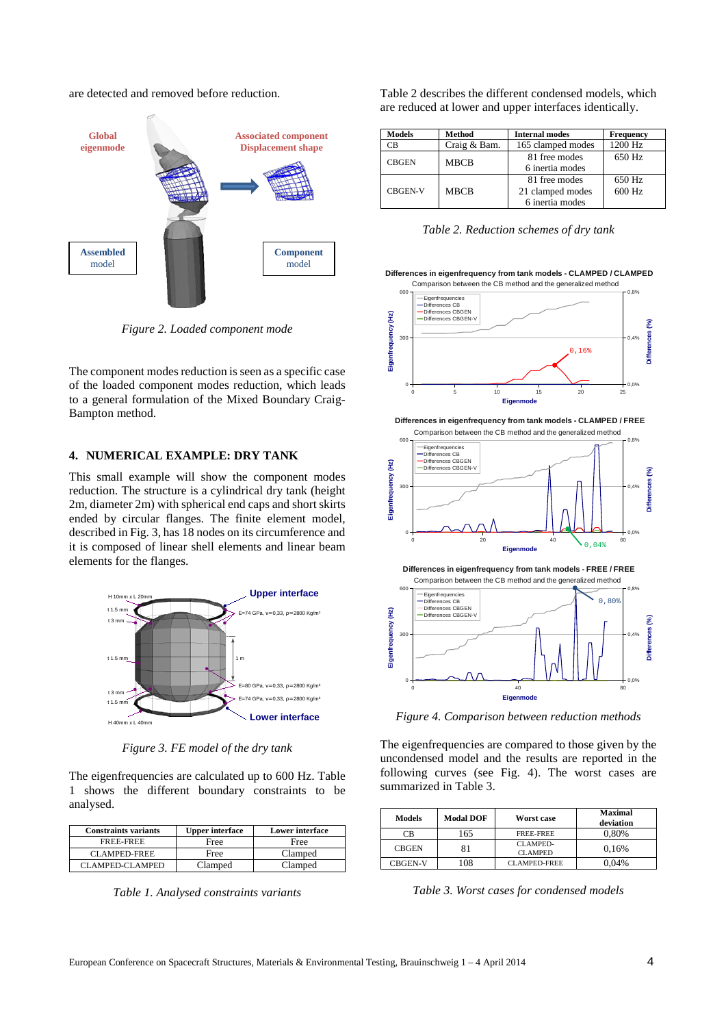are detected and removed before reduction.

*Figure 2. Loaded component mode*

The component modes reduction is seen as a specific case of the loaded component modes reduction, which leads to a general formulation of the Mixed Boundary Craig-Bampton method.

## 4. NUMERICAL EXAMPLE: DRY TANK

This small example will show the component modes reduction. The structure is a cylindrical dry tank (height 2m, diameter 2m) with spherical end caps and short skirts ended by circular flanges. The finite element model, described in Fig. 3, has 18 nodes on its circumference and it is composed of linear shell elements and linear beam elements for the flanges.

*Figure 3. FE model of the dry tank*

The eigenfrequencies are calculated up to 600 Hz. Table 1 shows the different boundary constraints to be analysed.

| Constraints variants | Upper interface | Lower interface |
|---|---|---|
| FREE-FREE | Free | Free |
| CLAMPED-FREE | Free | Clamped |
| CLAMPED-CLAMPED | Clamped | Clamped |

*Table 1. Analysed constraints variants*

Table 2 describes the different condensed models, which are reduced at lower and upper interfaces identically.

| Models | Method | Internal modes | Frequency |
|---|---|---|---|
| CB | Craig & Bam. | 165 clamped modes | 1200 Hz |
| CBGEN | MBCB | 81 free modes<br>6 inertia modes | 650 Hz |
| CBGEN-V | MBCB | 81 free modes<br>21 clamped modes<br>6 inertia modes | 650 Hz<br>600 Hz |

*Table 2. Reduction schemes of dry tank*

*Figure 4. Comparison between reduction methods*

The eigenfrequencies are compared to those given by the uncondensed model and the results are reported in the following curves (see Fig. 4). The worst cases are summarized in Table 3.

| Models | Modal DOF | Worst case | Maximal deviation |
|---|---|---|---|
| CB | 165 | FREE-FREE | 0,80% |
| CBGEN | 81 | CLAMPED-CLAMPED | 0,16% |
| CBGEN-V | 108 | CLAMPED-FREE | 0,04% |

*Table 3. Worst cases for condensed models*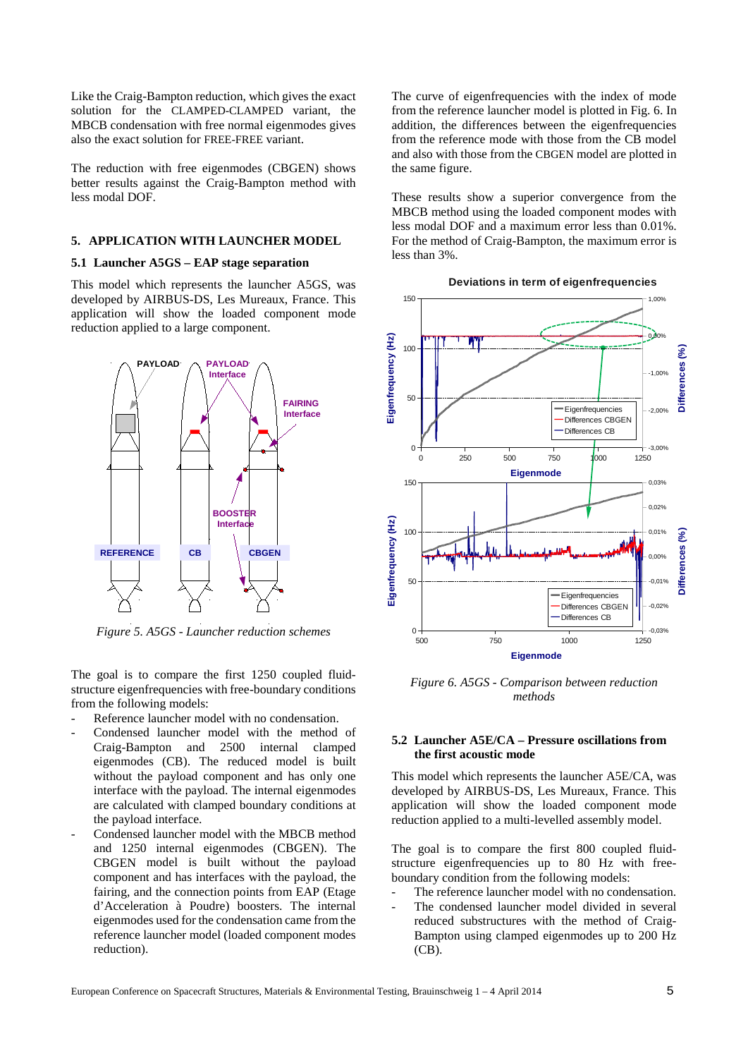Like the Craig-Bampton reduction, which gives the exact solution for the CLAMPED-CLAMPED variant, the MBCB condensation with free normal eigenmodes gives also the exact solution for FREE-FREE variant.

The reduction with free eigenmodes (CBGEN) shows better results against the Craig-Bampton method with less modal DOF.

## 5. APPLICATION WITH LAUNCHER MODEL

### 5.1 Launcher A5GS – EAP stage separation

This model which represents the launcher A5GS, was developed by AIRBUS-DS, Les Mureaux, France. This application will show the loaded component mode reduction applied to a large component.

*Figure 5. A5GS - Launcher reduction schemes*

The goal is to compare the first 1250 coupled fluid-structure eigenfrequencies with free-boundary conditions from the following models:

- Reference launcher model with no condensation.
- Condensed launcher model with the method of Craig-Bampton and 2500 internal clamped eigenmodes (CB). The reduced model is built without the payload component and has only one interface with the payload. The internal eigenmodes are calculated with clamped boundary conditions at the payload interface.
- Condensed launcher model with the MBCB method and 1250 internal eigenmodes (CBGEN). The CBGEN model is built without the payload component and has interfaces with the payload, the fairing, and the connection points from EAP (Etage d'Acceleration à Poudre) boosters. The internal eigenmodes used for the condensation came from the reference launcher model (loaded component modes reduction).

The curve of eigenfrequencies with the index of mode from the reference launcher model is plotted in Fig. 6. In addition, the differences between the eigenfrequencies from the reference mode with those from the CB model and also with those from the CBGEN model are plotted in the same figure.

These results show a superior convergence from the MBCB method using the loaded component modes with less modal DOF and a maximum error less than 0.01%. For the method of Craig-Bampton, the maximum error is less than 3%.

*Figure 6. A5GS - Comparison between reduction methods*

### 5.2 Launcher A5E/CA – Pressure oscillations from the first acoustic mode

This model which represents the launcher A5E/CA, was developed by AIRBUS-DS, Les Mureaux, France. This application will show the loaded component mode reduction applied to a multi-levelled assembly model.

The goal is to compare the first 800 coupled fluid-structure eigenfrequencies up to 80 Hz with free-boundary condition from the following models:

- The reference launcher model with no condensation.
- The condensed launcher model divided in several reduced substructures with the method of Craig-Bampton using clamped eigenmodes up to 200 Hz (CB).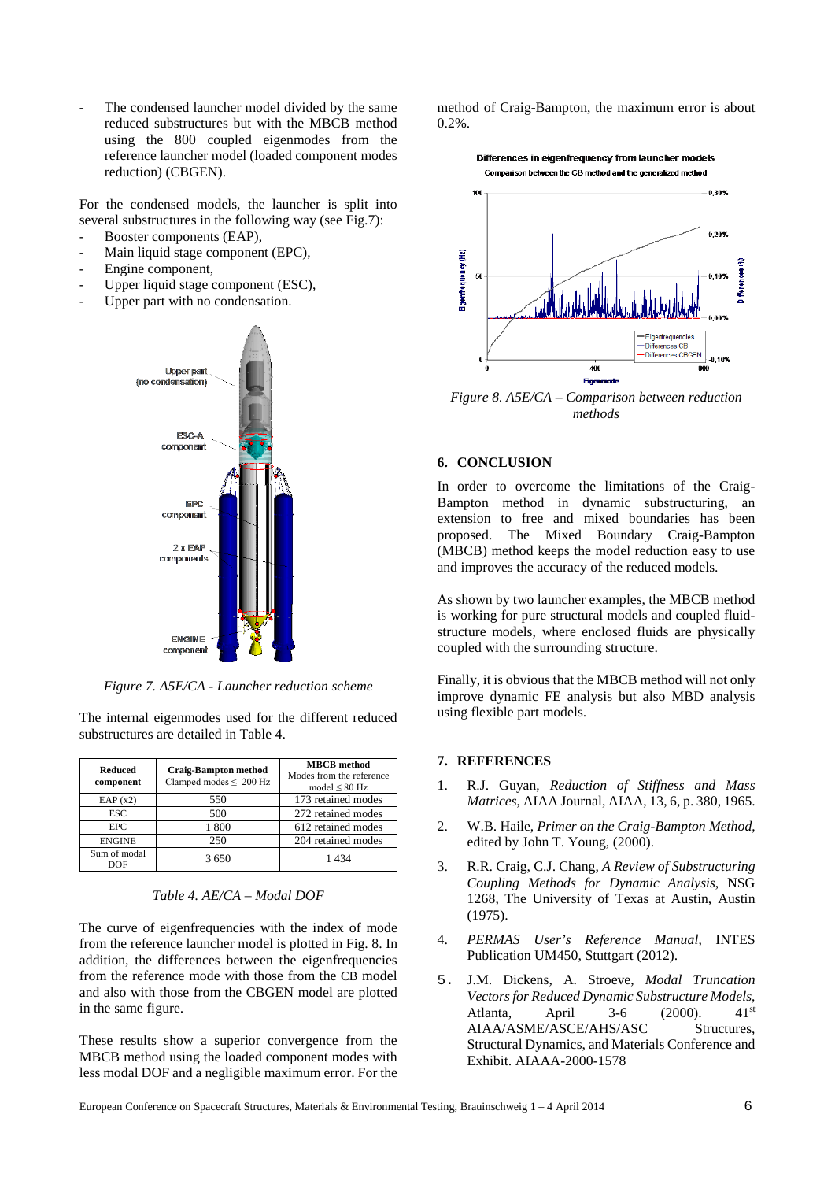- The condensed launcher model divided by the same reduced substructures but with the MBCB method using the 800 coupled eigenmodes from the reference launcher model (loaded component modes reduction) (CBGEN).

For the condensed models, the launcher is split into several substructures in the following way (see Fig.7):

- Booster components (EAP),
- Main liquid stage component (EPC),
- Engine component,
- Upper liquid stage component (ESC),
- Upper part with no condensation.

Upper part
(no condensation)
ESC-A
component
EPC
component
2 x EAP
components
ENGINE
component

*Figure 7. A5E/CA - Launcher reduction scheme*

The internal eigenmodes used for the different reduced substructures are detailed in Table 4.

| **Reduced component** | **Craig-Bampton method** Clamped modes ≤ 200 Hz | **MBCB method** Modes from the reference model ≤ 80 Hz |
|---|---|---|
| EAP (x2) | 550 | 173 retained modes |
| ESC | 500 | 272 retained modes |
| EPC | 1 800 | 612 retained modes |
| ENGINE | 250 | 204 retained modes |
| Sum of modal DOF | 3 650 | 1 434 |

*Table 4. AE/CA – Modal DOF*

The curve of eigenfrequencies with the index of mode from the reference launcher model is plotted in Fig. 8. In addition, the differences between the eigenfrequencies from the reference mode with those from the CB model and also with those from the CBGEN model are plotted in the same figure.

These results show a superior convergence from the MBCB method using the loaded component modes with less modal DOF and a negligible maximum error. For the method of Craig-Bampton, the maximum error is about 0.2%.

Differences in eigenfrequency from launcher models
Comparison between the CB method and the generalized method
Eigenfrequency (Hz)
Differences (%)
100
50
0
0,30%
0,20%
0,10%
0,00%
-0,10%
0
400
800
Eigenmode
Eigenfrequencies
Differences CB
Differences CBGEN

*Figure 8. A5E/CA – Comparison between reduction methods*

## 6. CONCLUSION

In order to overcome the limitations of the Craig-Bampton method in dynamic substructuring, an extension to free and mixed boundaries has been proposed. The Mixed Boundary Craig-Bampton (MBCB) method keeps the model reduction easy to use and improves the accuracy of the reduced models.

As shown by two launcher examples, the MBCB method is working for pure structural models and coupled fluid-structure models, where enclosed fluids are physically coupled with the surrounding structure.

Finally, it is obvious that the MBCB method will not only improve dynamic FE analysis but also MBD analysis using flexible part models.

## 7. REFERENCES

1. R.J. Guyan, *Reduction of Stiffness and Mass Matrices*, AIAA Journal, AIAA, 13, 6, p. 380, 1965.
2. W.B. Haile, *Primer on the Craig-Bampton Method*, edited by John T. Young, (2000).
3. R.R. Craig, C.J. Chang, *A Review of Substructuring Coupling Methods for Dynamic Analysis*, NSG 1268, The University of Texas at Austin, Austin (1975).
4. *PERMAS User's Reference Manual*, INTES Publication UM450, Stuttgart (2012).
5. J.M. Dickens, A. Stroeve, *Modal Truncation Vectors for Reduced Dynamic Substructure Models*, Atlanta, April 3-6 (2000). 41st AIAA/ASME/ASCE/AHS/ASC Structures, Structural Dynamics, and Materials Conference and Exhibit. AIAAA-2000-1578